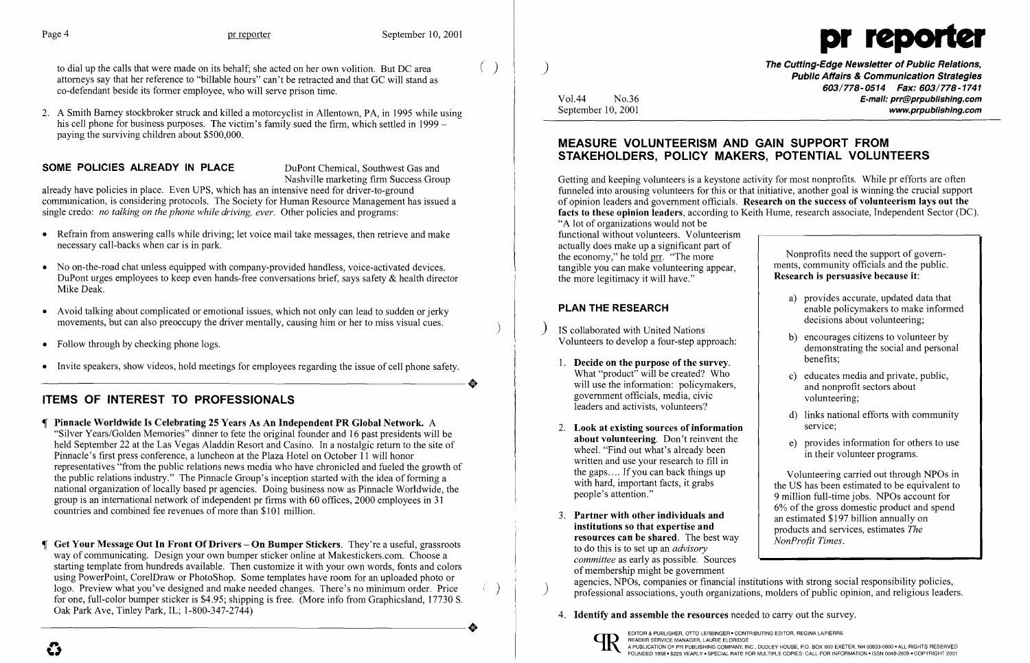to dial up the calls that were made on its behalf; she acted on her own volition. But DC area attorneys say that her reference to "billable hours" can't be retracted and that GC will stand as co-defendant beside its former employee, who will serve prison time.

2. A Smith Barney stockbroker struck and killed a motorcyclist in Allentown, PA, in 1995 while using his cell phone for business purposes. The victim's family sued the firm, which settled in 1999 – paying the surviving children about $500,000.

## SOME POLICIES ALREADY IN PLACE

DuPont Chemical, Southwest Gas and Nashville marketing firm Success Group already have policies in place. Even UPS, which has an intensive need for driver-to-ground communication, is considering protocols. The Society for Human Resource Management has issued a single credo: *no talking on the phone while driving, ever.* Other policies and programs:

- Refrain from answering calls while driving; let voice mail take messages, then retrieve and make necessary call-backs when car is in park.
- No on-the-road chat unless equipped with company-provided handless, voice-activated devices. DuPont urges employees to keep even hands-free conversations brief, says safety & health director Mike Deak.
- Avoid talking about complicated or emotional issues, which not only can lead to sudden or jerky movements, but can also preoccupy the driver mentally, causing him or her to miss visual cues.
- Follow through by checking phone logs.
- Invite speakers, show videos, hold meetings for employees regarding the issue of cell phone safety.

## ITEMS OF INTEREST TO PROFESSIONALS

¶ **Pinnacle Worldwide Is Celebrating 25 Years As An Independent PR Global Network.** A "Silver Years/Golden Memories" dinner to fete the original founder and 16 past presidents will be held September 22 at the Las Vegas Aladdin Resort and Casino. In a nostalgic return to the site of Pinnacle's first press conference, a luncheon at the Plaza Hotel on October 11 will honor representatives "from the public relations news media who have chronicled and fueled the growth of the public relations industry." The Pinnacle Group's inception started with the idea of forming a national organization of locally based pr agencies. Doing business now as Pinnacle Worldwide, the group is an international network of independent pr firms with 60 offices, 2000 employees in 31 countries and combined fee revenues of more than $101 million.

¶ **Get Your Message Out In Front Of Drivers – On Bumper Stickers.** They're a useful, grassroots way of communicating. Design your own bumper sticker online at Makestickers.com. Choose a starting template from hundreds available. Then customize it with your own words, fonts and colors using PowerPoint, CorelDraw or PhotoShop. Some templates have room for an uploaded photo or logo. Preview what you've designed and make needed changes. There's no minimum order. Price for one, full-color bumper sticker is $4.95; shipping is free. (More info from Graphicsland, 17730 S. Oak Park Ave, Tinley Park, IL; 1-800-347-2744)

# pr reporter

**The Cutting-Edge Newsletter of Public Relations, Public Affairs & Communication Strategies**
**603/778-0514 Fax: 603/778-1741**
**E-mail: prr@prpublishing.com**
**www.prpublishing.com**

Vol.44 No.36
September 10, 2001

## MEASURE VOLUNTEERISM AND GAIN SUPPORT FROM STAKEHOLDERS, POLICY MAKERS, POTENTIAL VOLUNTEERS

Getting and keeping volunteers is a keystone activity for most nonprofits. While pr efforts are often funneled into arousing volunteers for this or that initiative, another goal is winning the crucial support of opinion leaders and government officials. **Research on the success of volunteerism lays out the facts to these opinion leaders**, according to Keith Hume, research associate, Independent Sector (DC). "A lot of organizations would not be functional without volunteers. Volunteerism actually does make up a significant part of the economy," he told prr. "The more tangible you can make volunteering appear, the more legitimacy it will have."

### PLAN THE RESEARCH

IS collaborated with United Nations Volunteers to develop a four-step approach:

1. **Decide on the purpose of the survey.** What "product" will be created? Who will use the information: policymakers, government officials, media, civic leaders and activists, volunteers?
2. **Look at existing sources of information about volunteering**. Don't reinvent the wheel. "Find out what's already been written and use your research to fill in the gaps.... If you can back things up with hard, important facts, it grabs people's attention."
3. **Partner with other individuals and institutions so that expertise and resources can be shared.** The best way to do this is to set up an *advisory committee* as early as possible. Sources of membership might be government agencies, NPOs, companies or financial institutions with strong social responsibility policies, professional associations, youth organizations, molders of public opinion, and religious leaders.
4. **Identify and assemble the resources** needed to carry out the survey.

Nonprofits need the support of governments, community officials and the public. **Research is persuasive because it:**

a) provides accurate, updated data that enable policymakers to make informed decisions about volunteering;

b) encourages citizens to volunteer by demonstrating the social and personal benefits;

c) educates media and private, public, and nonprofit sectors about volunteering;

d) links national efforts with community service;

e) provides information for others to use in their volunteer programs.

Volunteering carried out through NPOs in the US has been estimated to be equivalent to 9 million full-time jobs. NPOs account for 6% of the gross domestic product and spend an estimated $197 billion annually on products and services, estimates *The NonProfit Times*.

EDITOR & PUBLISHER, OTTO LERBINGER • CONTRIBUTING EDITOR, REGINA LAPIERRE
READER SERVICE MANAGER, LAURIE ELDRIDGE
A PUBLICATION OF PR PUBLISHING COMPANY, INC., DUDLEY HOUSE, P.O. BOX 600 EXETER, NH 03833-0600 • ALL RIGHTS RESERVED
FOUNDED 1958 • $225 YEARLY • SPECIAL RATE FOR MULTIPLE COPIES: CALL FOR INFORMATION • ISSN 0048-2609 • COPYRIGHT 2001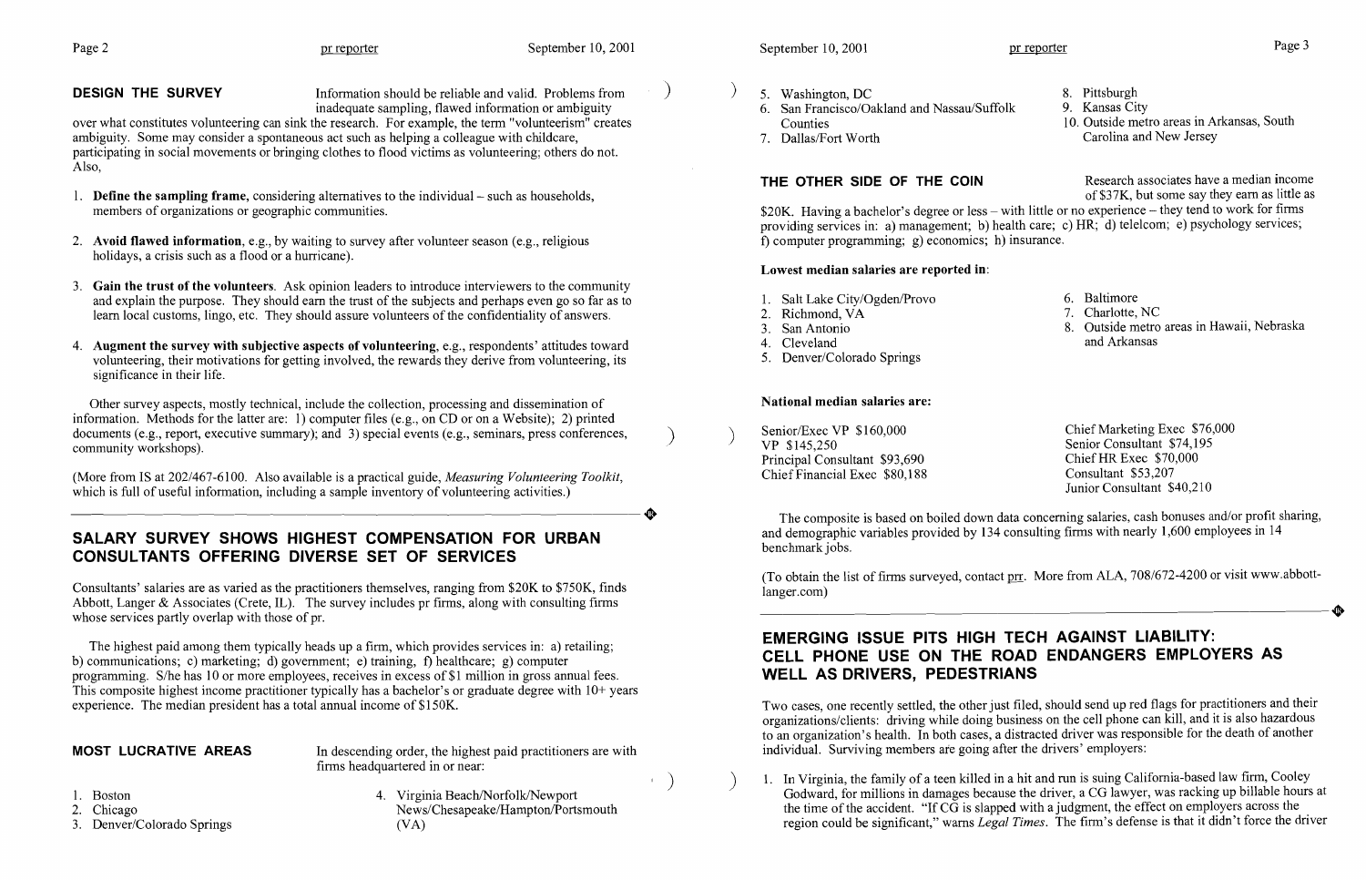**DESIGN THE SURVEY**

Information should be reliable and valid. Problems from inadequate sampling, flawed information or ambiguity over what constitutes volunteering can sink the research. For example, the term "volunteerism" creates ambiguity. Some may consider a spontaneous act such as helping a colleague with childcare, participating in social movements or bringing clothes to flood victims as volunteering; others do not. Also,

1. **Define the sampling frame,** considering alternatives to the individual – such as households, members of organizations or geographic communities.

2. **Avoid flawed information**, e.g., by waiting to survey after volunteer season (e.g., religious holidays, a crisis such as a flood or a hurricane).

3. **Gain the trust of the volunteers**. Ask opinion leaders to introduce interviewers to the community and explain the purpose. They should earn the trust of the subjects and perhaps even go so far as to learn local customs, lingo, etc. They should assure volunteers of the confidentiality of answers.

4. **Augment the survey with subjective aspects of volunteering**, e.g., respondents' attitudes toward volunteering, their motivations for getting involved, the rewards they derive from volunteering, its significance in their life.

Other survey aspects, mostly technical, include the collection, processing and dissemination of information. Methods for the latter are: 1) computer files (e.g., on CD or on a Website); 2) printed documents (e.g., report, executive summary); and 3) special events (e.g., seminars, press conferences, community workshops).

(More from IS at 202/467-6100. Also available is a practical guide, *Measuring Volunteering Toolkit*, which is full of useful information, including a sample inventory of volunteering activities.)

## SALARY SURVEY SHOWS HIGHEST COMPENSATION FOR URBAN CONSULTANTS OFFERING DIVERSE SET OF SERVICES

Consultants' salaries are as varied as the practitioners themselves, ranging from $20K to $750K, finds Abbott, Langer & Associates (Crete, IL). The survey includes pr firms, along with consulting firms whose services partly overlap with those of pr.

The highest paid among them typically heads up a firm, which provides services in: a) retailing; b) communications; c) marketing; d) government; e) training, f) healthcare; g) computer programming. S/he has 10 or more employees, receives in excess of $1 million in gross annual fees. This composite highest income practitioner typically has a bachelor's or graduate degree with 10+ years experience. The median president has a total annual income of $150K.

**MOST LUCRATIVE AREAS**

In descending order, the highest paid practitioners are with firms headquartered in or near:

1. Boston
2. Chicago
3. Denver/Colorado Springs
4. Virginia Beach/Norfolk/Newport News/Chesapeake/Hampton/Portsmouth (VA)
5. Washington, DC
6. San Francisco/Oakland and Nassau/Suffolk Counties
7. Dallas/Fort Worth
8. Pittsburgh
9. Kansas City
10. Outside metro areas in Arkansas, South Carolina and New Jersey

**THE OTHER SIDE OF THE COIN**

Research associates have a median income of $37K, but some say they earn as little as $20K. Having a bachelor's degree or less – with little or no experience – they tend to work for firms providing services in: a) management; b) health care; c) HR; d) telecom; e) psychology services; f) computer programming; g) economics; h) insurance.

**Lowest median salaries are reported in**:

1. Salt Lake City/Ogden/Provo
2. Richmond, VA
3. San Antonio
4. Cleveland
5. Denver/Colorado Springs
6. Baltimore
7. Charlotte, NC
8. Outside metro areas in Hawaii, Nebraska and Arkansas

**National median salaries are:**

Senior/Exec VP $160,000
VP $145,250
Principal Consultant $93,690
Chief Financial Exec $80,188
Chief Marketing Exec $76,000
Senior Consultant $74,195
Chief HR Exec $70,000
Consultant $53,207
Junior Consultant $40,210

The composite is based on boiled down data concerning salaries, cash bonuses and/or profit sharing, and demographic variables provided by 134 consulting firms with nearly 1,600 employees in 14 benchmark jobs.

(To obtain the list of firms surveyed, contact prr. More from ALA, 708/672-4200 or visit www.abbott-langer.com)

## EMERGING ISSUE PITS HIGH TECH AGAINST LIABILITY: CELL PHONE USE ON THE ROAD ENDANGERS EMPLOYERS AS WELL AS DRIVERS, PEDESTRIANS

Two cases, one recently settled, the other just filed, should send up red flags for practitioners and their organizations/clients: driving while doing business on the cell phone can kill, and it is also hazardous to an organization's health. In both cases, a distracted driver was responsible for the death of another individual. Surviving members are going after the drivers' employers:

1. In Virginia, the family of a teen killed in a hit and run is suing California-based law firm, Cooley Godward, for millions in damages because the driver, a CG lawyer, was racking up billable hours at the time of the accident. "If CG is slapped with a judgment, the effect on employers across the region could be significant," warns *Legal Times*. The firm's defense is that it didn't force the driver